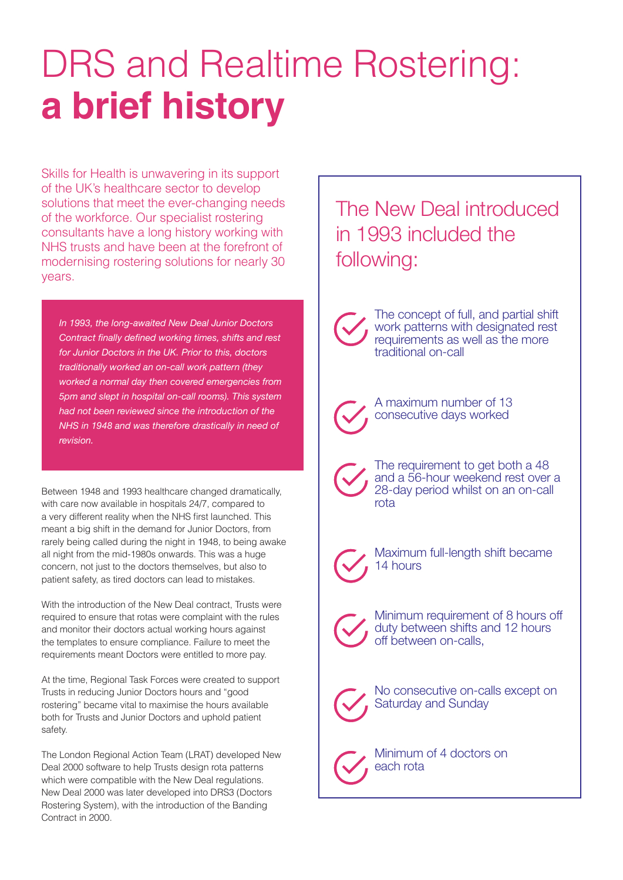# DRS and Realtime Rostering: **a brief history**

Skills for Health is unwavering in its support of the UK's healthcare sector to develop solutions that meet the ever-changing needs of the workforce. Our specialist rostering consultants have a long history working with NHS trusts and have been at the forefront of modernising rostering solutions for nearly 30 years.

*In 1993, the long-awaited New Deal Junior Doctors Contract finally defined working times, shifts and rest for Junior Doctors in the UK. Prior to this, doctors traditionally worked an on-call work pattern (they worked a normal day then covered emergencies from 5pm and slept in hospital on-call rooms). This system had not been reviewed since the introduction of the NHS in 1948 and was therefore drastically in need of revision.*

Between 1948 and 1993 healthcare changed dramatically, with care now available in hospitals 24/7, compared to a very different reality when the NHS first launched. This meant a big shift in the demand for Junior Doctors, from rarely being called during the night in 1948, to being awake all night from the mid-1980s onwards. This was a huge concern, not just to the doctors themselves, but also to patient safety, as tired doctors can lead to mistakes.

With the introduction of the New Deal contract, Trusts were required to ensure that rotas were complaint with the rules and monitor their doctors actual working hours against the templates to ensure compliance. Failure to meet the requirements meant Doctors were entitled to more pay.

At the time, Regional Task Forces were created to support Trusts in reducing Junior Doctors hours and "good rostering" became vital to maximise the hours available both for Trusts and Junior Doctors and uphold patient safety.

The London Regional Action Team (LRAT) developed New Deal 2000 software to help Trusts design rota patterns which were compatible with the New Deal regulations. New Deal 2000 was later developed into DRS3 (Doctors Rostering System), with the introduction of the Banding Contract in 2000.

## The New Deal introduced in 1993 included the following:

- The concept of full, and partial shift work patterns with designated rest requirements as well as the more traditional on-call
- A maximum number of 13 consecutive days worked
- The requirement to get both a 48 and a 56-hour weekend rest over a 28-day period whilst on an on-call rota
- Maximum full-length shift became 14 hours
- Minimum requirement of 8 hours off duty between shifts and 12 hours off between on-calls,
- No consecutive on-calls except on Saturday and Sunday
- Minimum of 4 doctors on each rota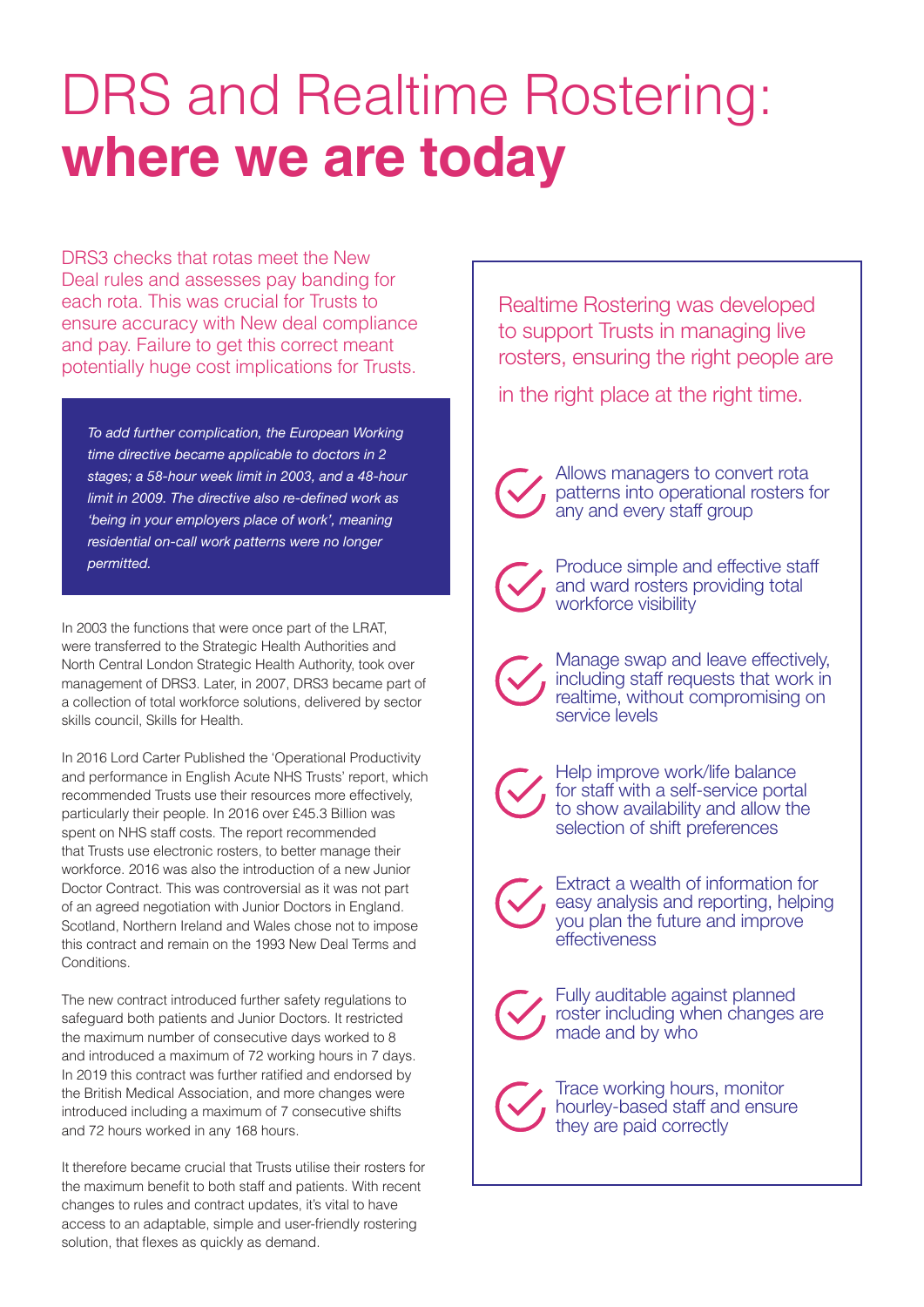# DRS and Realtime Rostering: **where we are today**

DRS3 checks that rotas meet the New Deal rules and assesses pay banding for each rota. This was crucial for Trusts to ensure accuracy with New deal compliance and pay. Failure to get this correct meant potentially huge cost implications for Trusts.

*To add further complication, the European Working time directive became applicable to doctors in 2 stages; a 58-hour week limit in 2003, and a 48-hour limit in 2009. The directive also re-defined work as 'being in your employers place of work', meaning residential on-call work patterns were no longer permitted.*

In 2003 the functions that were once part of the LRAT, were transferred to the Strategic Health Authorities and North Central London Strategic Health Authority, took over management of DRS3. Later, in 2007, DRS3 became part of a collection of total workforce solutions, delivered by sector skills council, Skills for Health.

In 2016 Lord Carter Published the 'Operational Productivity and performance in English Acute NHS Trusts' report, which recommended Trusts use their resources more effectively, particularly their people. In 2016 over £45.3 Billion was spent on NHS staff costs. The report recommended that Trusts use electronic rosters, to better manage their workforce. 2016 was also the introduction of a new Junior Doctor Contract. This was controversial as it was not part of an agreed negotiation with Junior Doctors in England. Scotland, Northern Ireland and Wales chose not to impose this contract and remain on the 1993 New Deal Terms and Conditions.

The new contract introduced further safety regulations to safeguard both patients and Junior Doctors. It restricted the maximum number of consecutive days worked to 8 and introduced a maximum of 72 working hours in 7 days. In 2019 this contract was further ratified and endorsed by the British Medical Association, and more changes were introduced including a maximum of 7 consecutive shifts and 72 hours worked in any 168 hours.

It therefore became crucial that Trusts utilise their rosters for the maximum benefit to both staff and patients. With recent changes to rules and contract updates, it's vital to have access to an adaptable, simple and user-friendly rostering solution, that flexes as quickly as demand.

Realtime Rostering was developed to support Trusts in managing live rosters, ensuring the right people are in the right place at the right time.

- Allows managers to convert rota patterns into operational rosters for any and every staff group
- Produce simple and effective staff and ward rosters providing total workforce visibility
- Manage swap and leave effectively, including staff requests that work in realtime, without compromising on service levels
- Help improve work/life balance for staff with a self-service portal to show availability and allow the selection of shift preferences
- Extract a wealth of information for easy analysis and reporting, helping you plan the future and improve effectiveness
- Fully auditable against planned roster including when changes are made and by who
- Trace working hours, monitor hourley-based staff and ensure they are paid correctly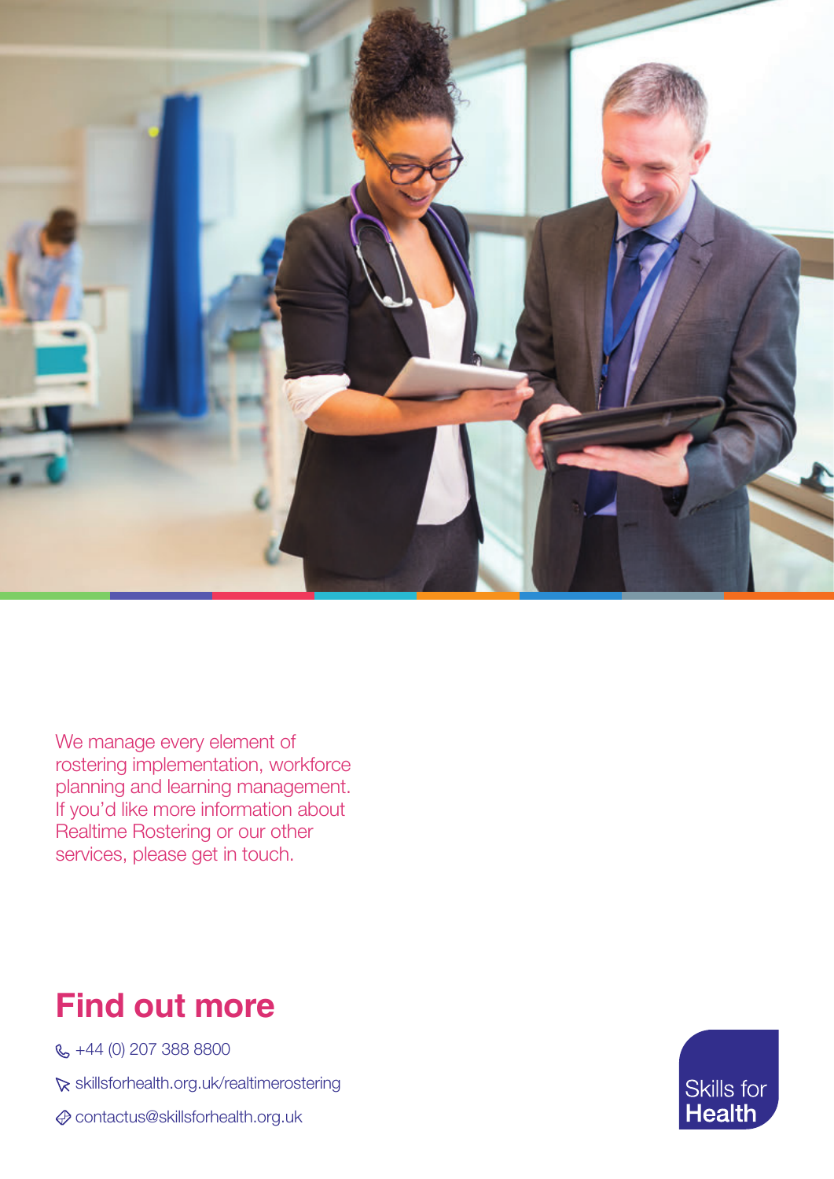We manage every element of rostering implementation, workforce planning and learning management. If you'd like more information about Realtime Rostering or our other services, please get in touch.

## Find out more

+44 (0) 207 388 8800

skillsforhealth.org.uk/realtimerostering

contactus@skillsforhealth.org.uk

Skills for Health